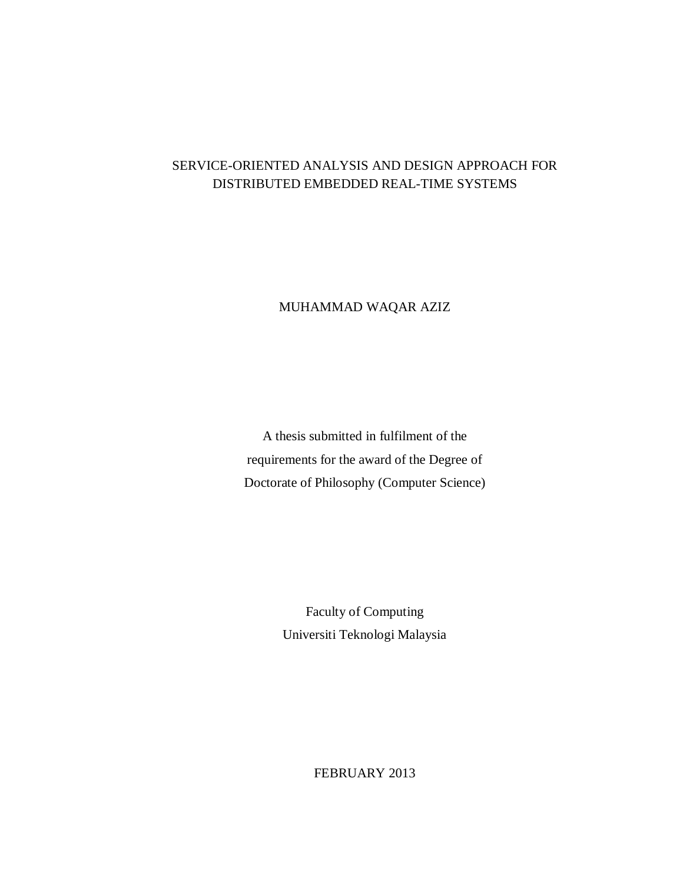# SERVICE-ORIENTED ANALYSIS AND DESIGN APPROACH FOR DISTRIBUTED EMBEDDED REAL-TIME SYSTEMS

MUHAMMAD WAQAR AZIZ

A thesis submitted in fulfilment of the
requirements for the award of the Degree of
Doctorate of Philosophy (Computer Science)

Faculty of Computing
Universiti Teknologi Malaysia

FEBRUARY 2013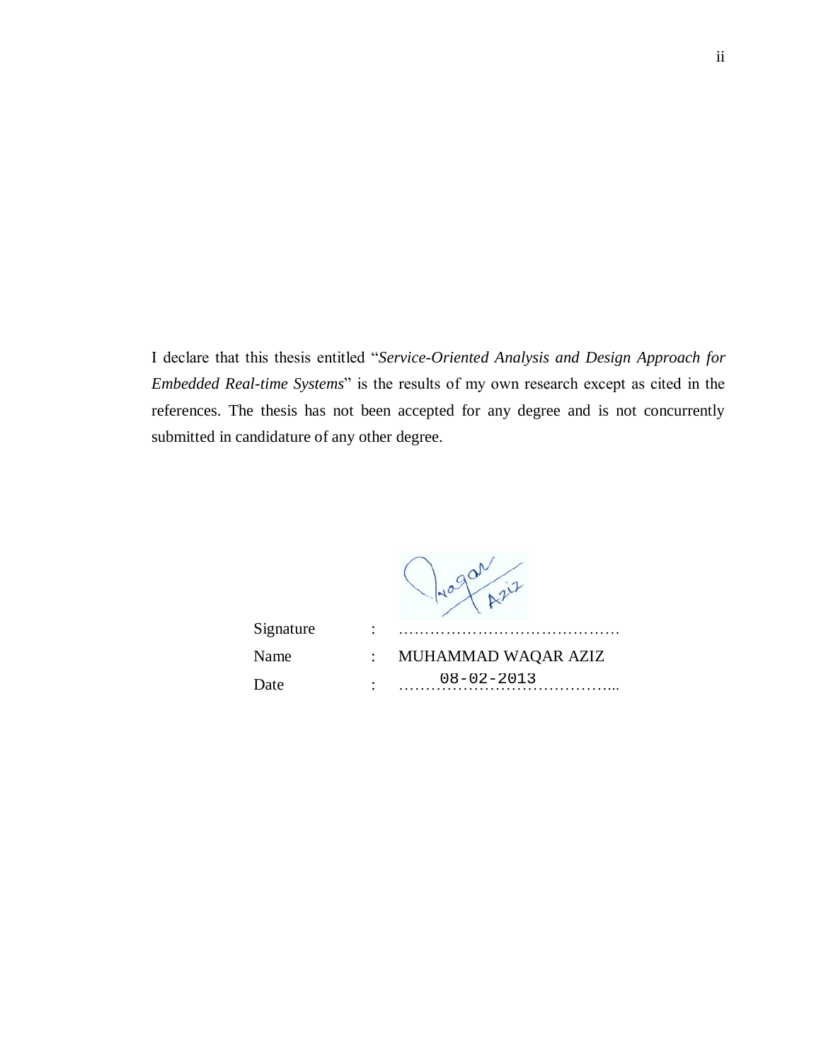I declare that this thesis entitled "*Service-Oriented Analysis and Design Approach for Embedded Real-time Systems*" is the results of my own research except as cited in the references. The thesis has not been accepted for any degree and is not concurrently submitted in candidature of any other degree.

| | | |
|---|---|---|
| Signature | : | …………………………………… |
| Name | : | MUHAMMAD WAQAR AZIZ |
| Date | : | 08-02-2013 |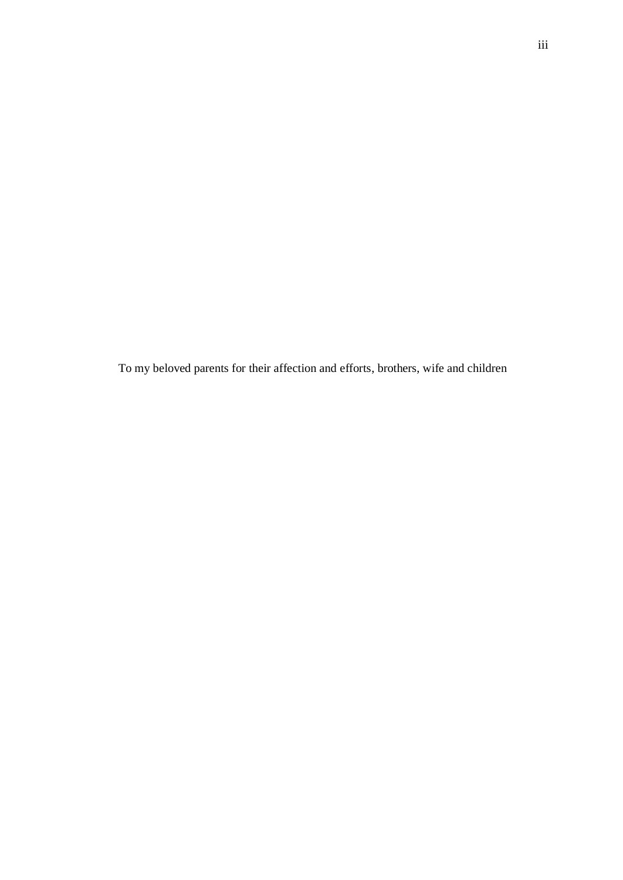To my beloved parents for their affection and efforts, brothers, wife and children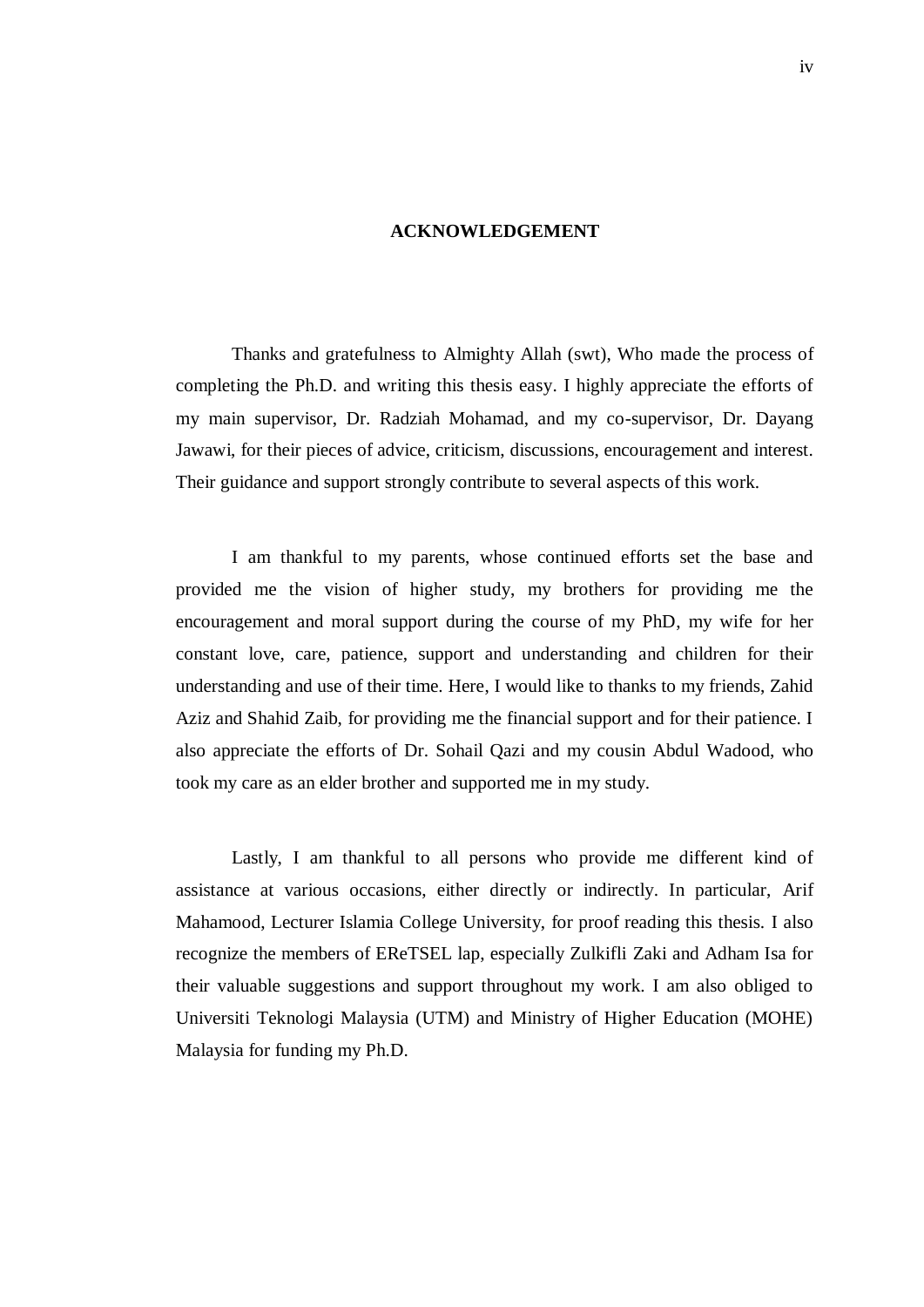# ACKNOWLEDGEMENT

Thanks and gratefulness to Almighty Allah (swt), Who made the process of completing the Ph.D. and writing this thesis easy. I highly appreciate the efforts of my main supervisor, Dr. Radziah Mohamad, and my co-supervisor, Dr. Dayang Jawawi, for their pieces of advice, criticism, discussions, encouragement and interest. Their guidance and support strongly contribute to several aspects of this work.

I am thankful to my parents, whose continued efforts set the base and provided me the vision of higher study, my brothers for providing me the encouragement and moral support during the course of my PhD, my wife for her constant love, care, patience, support and understanding and children for their understanding and use of their time. Here, I would like to thanks to my friends, Zahid Aziz and Shahid Zaib, for providing me the financial support and for their patience. I also appreciate the efforts of Dr. Sohail Qazi and my cousin Abdul Wadood, who took my care as an elder brother and supported me in my study.

Lastly, I am thankful to all persons who provide me different kind of assistance at various occasions, either directly or indirectly. In particular, Arif Mahamood, Lecturer Islamia College University, for proof reading this thesis. I also recognize the members of EReTSEL lap, especially Zulkifli Zaki and Adham Isa for their valuable suggestions and support throughout my work. I am also obliged to Universiti Teknologi Malaysia (UTM) and Ministry of Higher Education (MOHE) Malaysia for funding my Ph.D.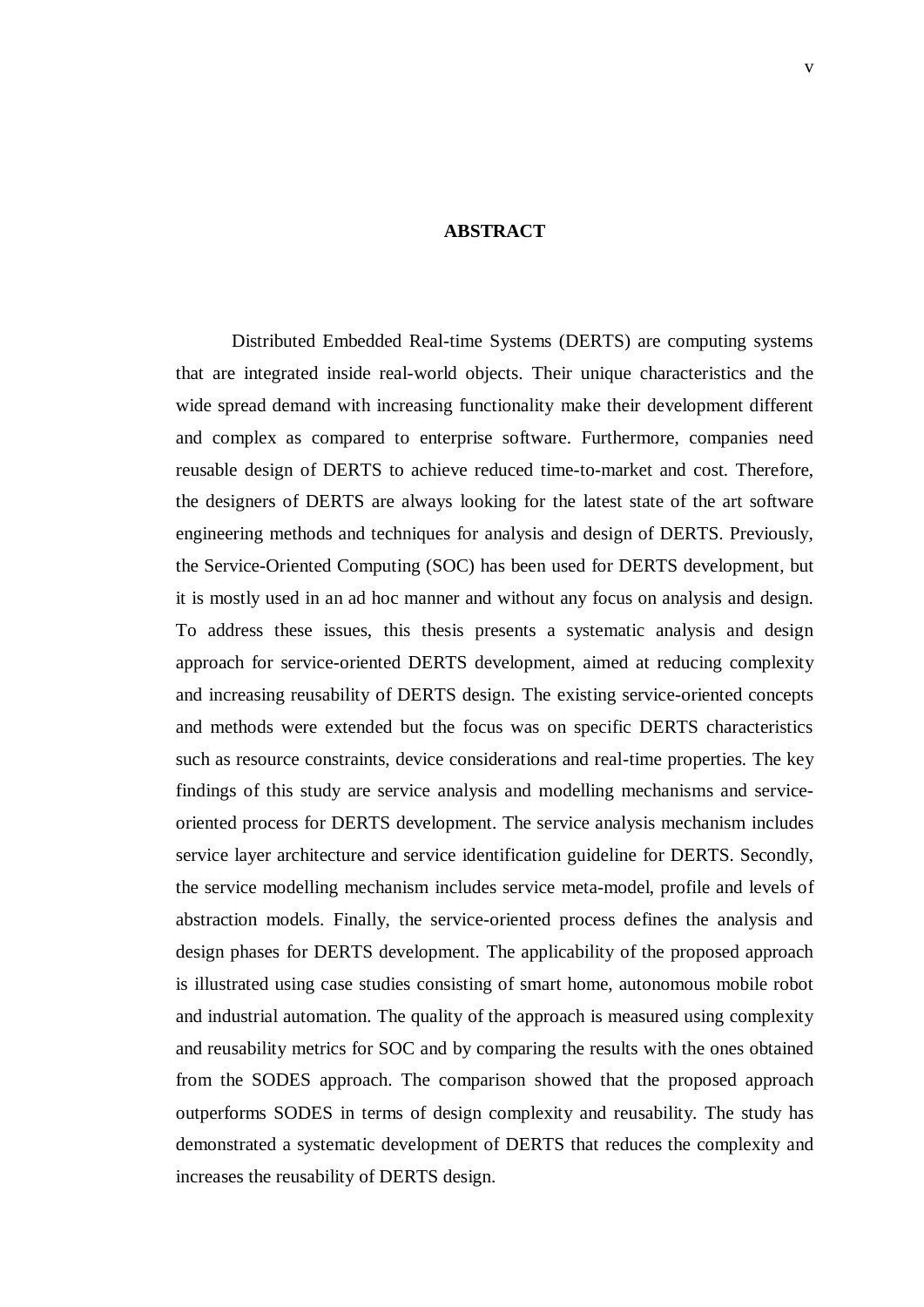# ABSTRACT

Distributed Embedded Real-time Systems (DERTS) are computing systems that are integrated inside real-world objects. Their unique characteristics and the wide spread demand with increasing functionality make their development different and complex as compared to enterprise software. Furthermore, companies need reusable design of DERTS to achieve reduced time-to-market and cost. Therefore, the designers of DERTS are always looking for the latest state of the art software engineering methods and techniques for analysis and design of DERTS. Previously, the Service-Oriented Computing (SOC) has been used for DERTS development, but it is mostly used in an ad hoc manner and without any focus on analysis and design. To address these issues, this thesis presents a systematic analysis and design approach for service-oriented DERTS development, aimed at reducing complexity and increasing reusability of DERTS design. The existing service-oriented concepts and methods were extended but the focus was on specific DERTS characteristics such as resource constraints, device considerations and real-time properties. The key findings of this study are service analysis and modelling mechanisms and service-oriented process for DERTS development. The service analysis mechanism includes service layer architecture and service identification guideline for DERTS. Secondly, the service modelling mechanism includes service meta-model, profile and levels of abstraction models. Finally, the service-oriented process defines the analysis and design phases for DERTS development. The applicability of the proposed approach is illustrated using case studies consisting of smart home, autonomous mobile robot and industrial automation. The quality of the approach is measured using complexity and reusability metrics for SOC and by comparing the results with the ones obtained from the SODES approach. The comparison showed that the proposed approach outperforms SODES in terms of design complexity and reusability. The study has demonstrated a systematic development of DERTS that reduces the complexity and increases the reusability of DERTS design.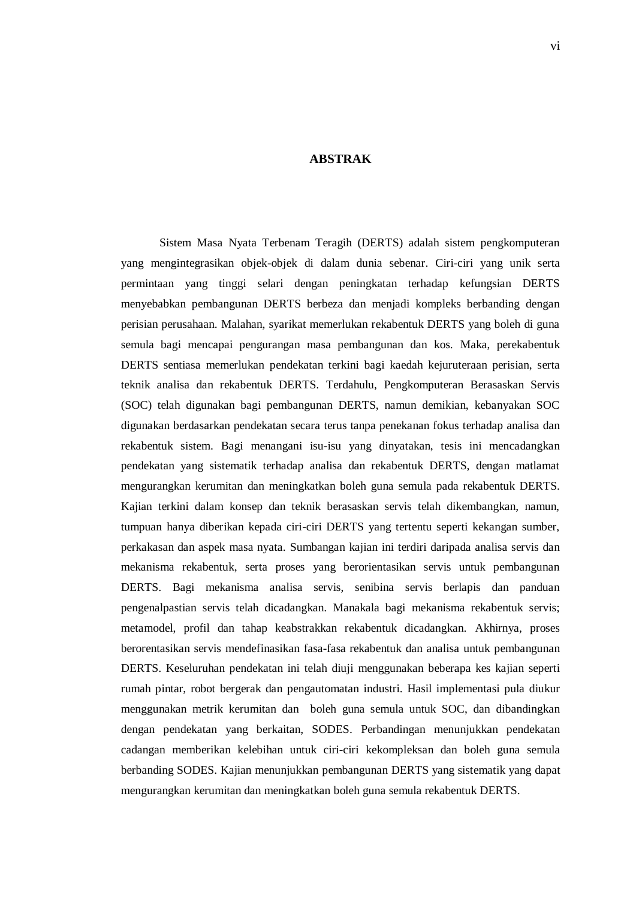# ABSTRAK

Sistem Masa Nyata Terbenam Teragih (DERTS) adalah sistem pengkomputeran yang mengintegrasikan objek-objek di dalam dunia sebenar. Ciri-ciri yang unik serta permintaan yang tinggi selari dengan peningkatan terhadap kefungsian DERTS menyebabkan pembangunan DERTS berbeza dan menjadi kompleks berbanding dengan perisian perusahaan. Malahan, syarikat memerlukan rekabentuk DERTS yang boleh di guna semula bagi mencapai pengurangan masa pembangunan dan kos. Maka, perekabentuk DERTS sentiasa memerlukan pendekatan terkini bagi kaedah kejuruteraan perisian, serta teknik analisa dan rekabentuk DERTS. Terdahulu, Pengkomputeran Berasaskan Servis (SOC) telah digunakan bagi pembangunan DERTS, namun demikian, kebanyakan SOC digunakan berdasarkan pendekatan secara terus tanpa penekanan fokus terhadap analisa dan rekabentuk sistem. Bagi menangani isu-isu yang dinyatakan, tesis ini mencadangkan pendekatan yang sistematik terhadap analisa dan rekabentuk DERTS, dengan matlamat mengurangkan kerumitan dan meningkatkan boleh guna semula pada rekabentuk DERTS. Kajian terkini dalam konsep dan teknik berasaskan servis telah dikembangkan, namun, tumpuan hanya diberikan kepada ciri-ciri DERTS yang tertentu seperti kekangan sumber, perkakasan dan aspek masa nyata. Sumbangan kajian ini terdiri daripada analisa servis dan mekanisma rekabentuk, serta proses yang berorientasikan servis untuk pembangunan DERTS. Bagi mekanisma analisa servis, senibina servis berlapis dan panduan pengenalpastian servis telah dicadangkan. Manakala bagi mekanisma rekabentuk servis; metamodel, profil dan tahap keabstrakkan rekabentuk dicadangkan. Akhirnya, proses berorentasikan servis mendefinasikan fasa-fasa rekabentuk dan analisa untuk pembangunan DERTS. Keseluruhan pendekatan ini telah diuji menggunakan beberapa kes kajian seperti rumah pintar, robot bergerak dan pengautomatan industri. Hasil implementasi pula diukur menggunakan metrik kerumitan dan boleh guna semula untuk SOC, dan dibandingkan dengan pendekatan yang berkaitan, SODES. Perbandingan menunjukkan pendekatan cadangan memberikan kelebihan untuk ciri-ciri kekompleksan dan boleh guna semula berbanding SODES. Kajian menunjukkan pembangunan DERTS yang sistematik yang dapat mengurangkan kerumitan dan meningkatkan boleh guna semula rekabentuk DERTS.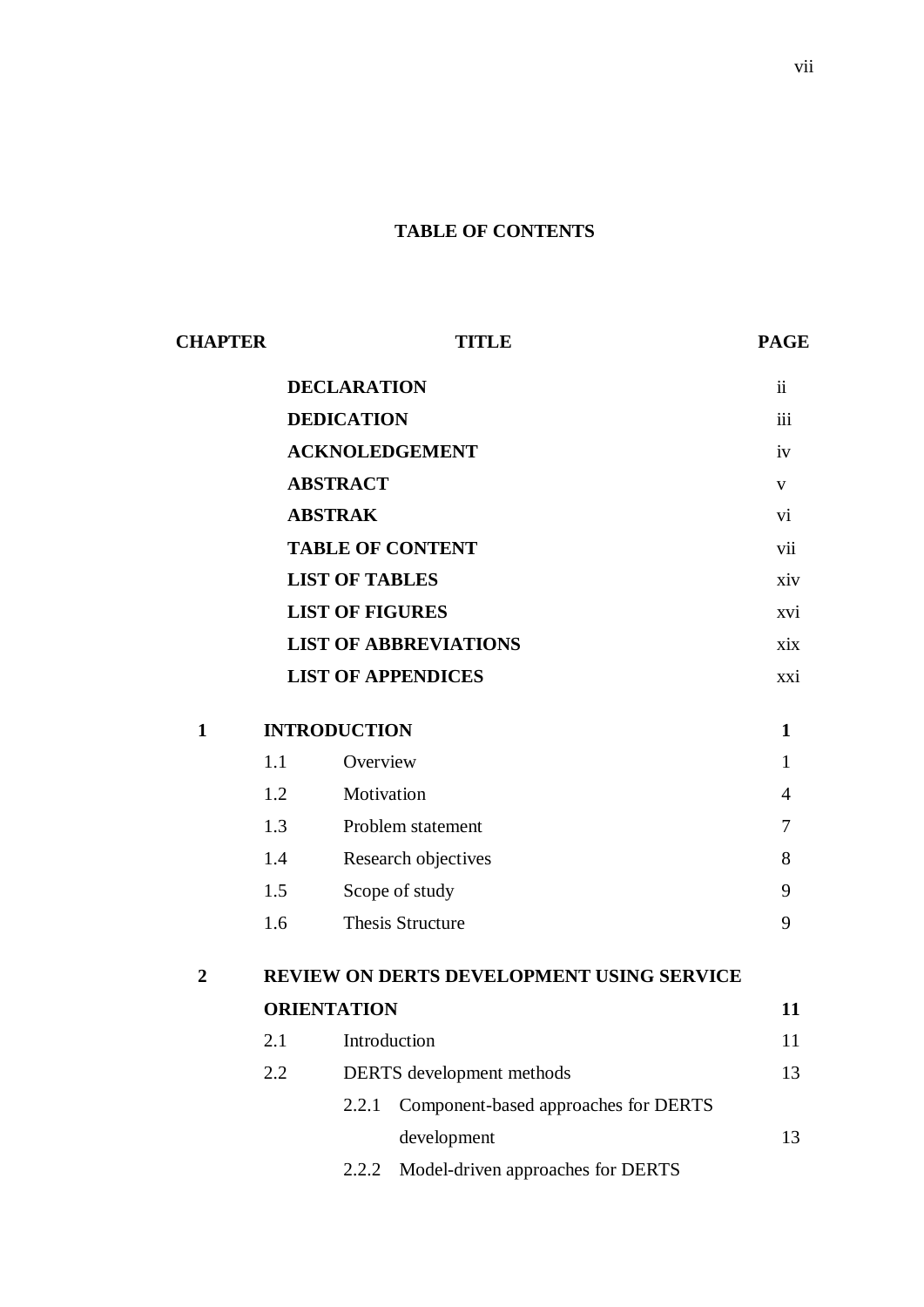# TABLE OF CONTENTS

| CHAPTER | TITLE | PAGE |
|---|---|---|
| | **DECLARATION** | ii |
| | **DEDICATION** | iii |
| | **ACKNOLEDGEMENT** | iv |
| | **ABSTRACT** | v |
| | **ABSTRAK** | vi |
| | **TABLE OF CONTENT** | vii |
| | **LIST OF TABLES** | xiv |
| | **LIST OF FIGURES** | xvi |
| | **LIST OF ABBREVIATIONS** | xix |
| | **LIST OF APPENDICES** | xxi |
| **1** | **INTRODUCTION** | **1** |
| | 1.1 Overview | 1 |
| | 1.2 Motivation | 4 |
| | 1.3 Problem statement | 7 |
| | 1.4 Research objectives | 8 |
| | 1.5 Scope of study | 9 |
| | 1.6 Thesis Structure | 9 |
| **2** | **REVIEW ON DERTS DEVELOPMENT USING SERVICE ORIENTATION** | **11** |
| | 2.1 Introduction | 11 |
| | 2.2 DERTS development methods | 13 |
| | 2.2.1 Component-based approaches for DERTS development | 13 |
| | 2.2.2 Model-driven approaches for DERTS | |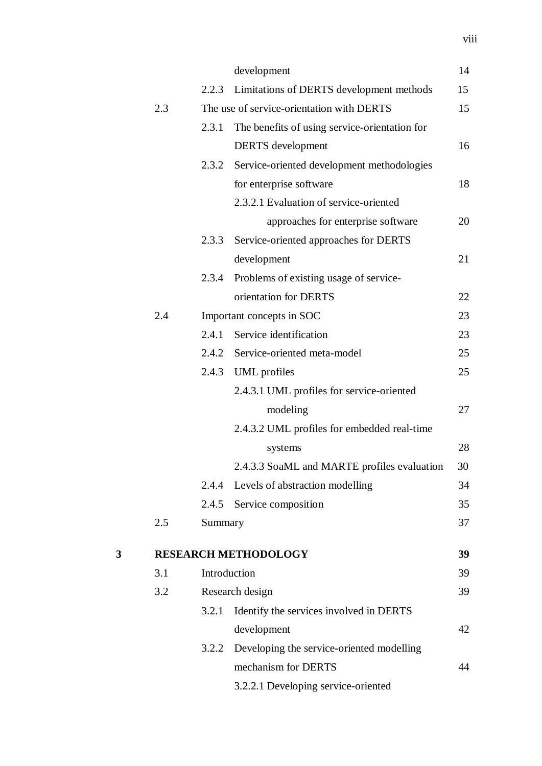| | | | |
|---|---|---|---|
| | | development | 14 |
| | 2.2.3 | Limitations of DERTS development methods | 15 |
| | 2.3 | The use of service-orientation with DERTS | 15 |
| | 2.3.1 | The benefits of using service-orientation for DERTS development | 16 |
| | 2.3.2 | Service-oriented development methodologies for enterprise software | 18 |
| | | 2.3.2.1 Evaluation of service-oriented approaches for enterprise software | 20 |
| | 2.3.3 | Service-oriented approaches for DERTS development | 21 |
| | 2.3.4 | Problems of existing usage of service-orientation for DERTS | 22 |
| | 2.4 | Important concepts in SOC | 23 |
| | 2.4.1 | Service identification | 23 |
| | 2.4.2 | Service-oriented meta-model | 25 |
| | 2.4.3 | UML profiles | 25 |
| | | 2.4.3.1 UML profiles for service-oriented modeling | 27 |
| | | 2.4.3.2 UML profiles for embedded real-time systems | 28 |
| | | 2.4.3.3 SoaML and MARTE profiles evaluation | 30 |
| | 2.4.4 | Levels of abstraction modelling | 34 |
| | 2.4.5 | Service composition | 35 |
| | 2.5 | Summary | 37 |
| **3** | | **RESEARCH METHODOLOGY** | **39** |
| | 3.1 | Introduction | 39 |
| | 3.2 | Research design | 39 |
| | 3.2.1 | Identify the services involved in DERTS development | 42 |
| | 3.2.2 | Developing the service-oriented modelling mechanism for DERTS | 44 |
| | | 3.2.2.1 Developing service-oriented | |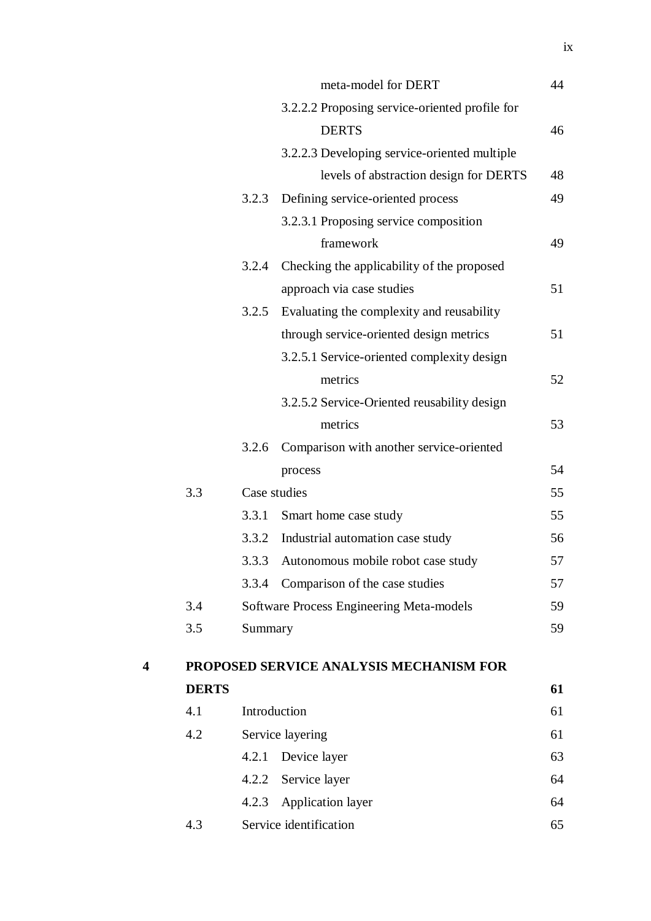| | | | |
|---|---|---|---|
| | | meta-model for DERT | 44 |
| | | 3.2.2.2 Proposing service-oriented profile for DERTS | 46 |
| | | 3.2.2.3 Developing service-oriented multiple levels of abstraction design for DERTS | 48 |
| | 3.2.3 | Defining service-oriented process | 49 |
| | | 3.2.3.1 Proposing service composition framework | 49 |
| | 3.2.4 | Checking the applicability of the proposed approach via case studies | 51 |
| | 3.2.5 | Evaluating the complexity and reusability through service-oriented design metrics | 51 |
| | | 3.2.5.1 Service-oriented complexity design metrics | 52 |
| | | 3.2.5.2 Service-Oriented reusability design metrics | 53 |
| | 3.2.6 | Comparison with another service-oriented process | 54 |
| 3.3 | Case studies | | 55 |
| | 3.3.1 | Smart home case study | 55 |
| | 3.3.2 | Industrial automation case study | 56 |
| | 3.3.3 | Autonomous mobile robot case study | 57 |
| | 3.3.4 | Comparison of the case studies | 57 |
| 3.4 | Software Process Engineering Meta-models | | 59 |
| 3.5 | Summary | | 59 |

| | | | |
|---|---|---|---|
| **4** | **PROPOSED SERVICE ANALYSIS MECHANISM FOR DERTS** | | **61** |
| | 4.1 | Introduction | 61 |
| | 4.2 | Service layering | 61 |
| | | 4.2.1 Device layer | 63 |
| | | 4.2.2 Service layer | 64 |
| | | 4.2.3 Application layer | 64 |
| | 4.3 | Service identification | 65 |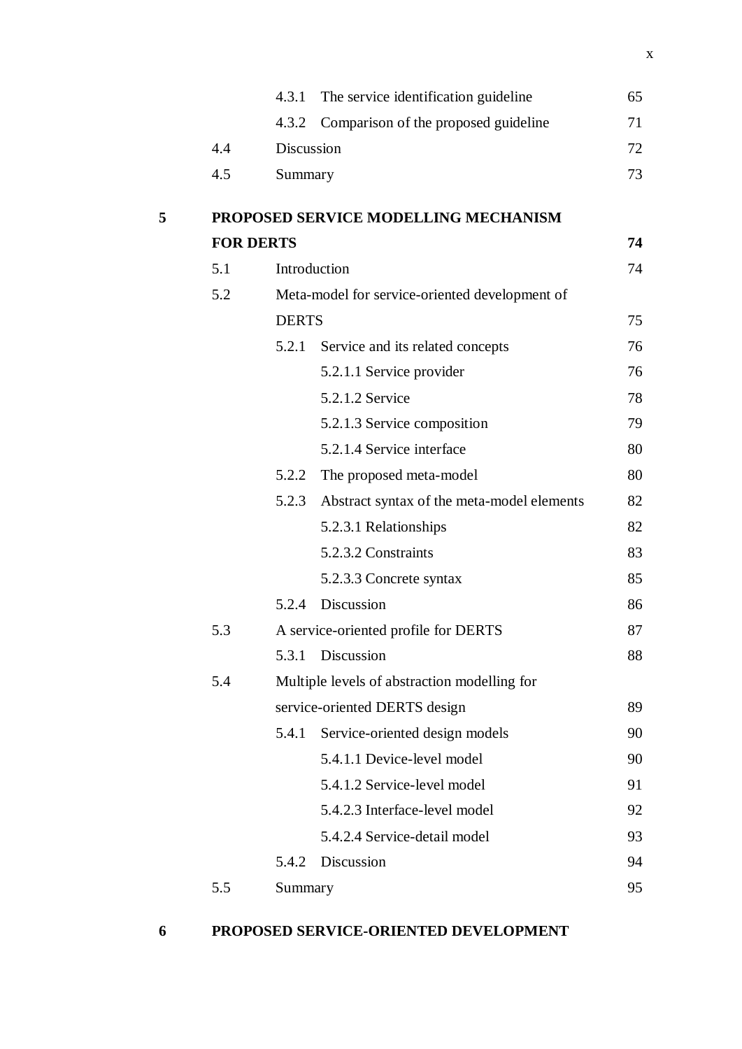| | | | |
|---|---|---|---|
| | 4.3.1 | The service identification guideline | 65 |
| | 4.3.2 | Comparison of the proposed guideline | 71 |
| 4.4 | | Discussion | 72 |
| 4.5 | | Summary | 73 |

**5 PROPOSED SERVICE MODELLING MECHANISM FOR DERTS** **74**

| | | | |
|---|---|---|---|
| 5.1 | | Introduction | 74 |
| 5.2 | | Meta-model for service-oriented development of DERTS | 75 |
| | 5.2.1 | Service and its related concepts | 76 |
| | | 5.2.1.1 Service provider | 76 |
| | | 5.2.1.2 Service | 78 |
| | | 5.2.1.3 Service composition | 79 |
| | | 5.2.1.4 Service interface | 80 |
| | 5.2.2 | The proposed meta-model | 80 |
| | 5.2.3 | Abstract syntax of the meta-model elements | 82 |
| | | 5.2.3.1 Relationships | 82 |
| | | 5.2.3.2 Constraints | 83 |
| | | 5.2.3.3 Concrete syntax | 85 |
| | 5.2.4 | Discussion | 86 |
| 5.3 | | A service-oriented profile for DERTS | 87 |
| | 5.3.1 | Discussion | 88 |
| 5.4 | | Multiple levels of abstraction modelling for service-oriented DERTS design | 89 |
| | 5.4.1 | Service-oriented design models | 90 |
| | | 5.4.1.1 Device-level model | 90 |
| | | 5.4.1.2 Service-level model | 91 |
| | | 5.4.2.3 Interface-level model | 92 |
| | | 5.4.2.4 Service-detail model | 93 |
| | 5.4.2 | Discussion | 94 |
| 5.5 | | Summary | 95 |

**6 PROPOSED SERVICE-ORIENTED DEVELOPMENT**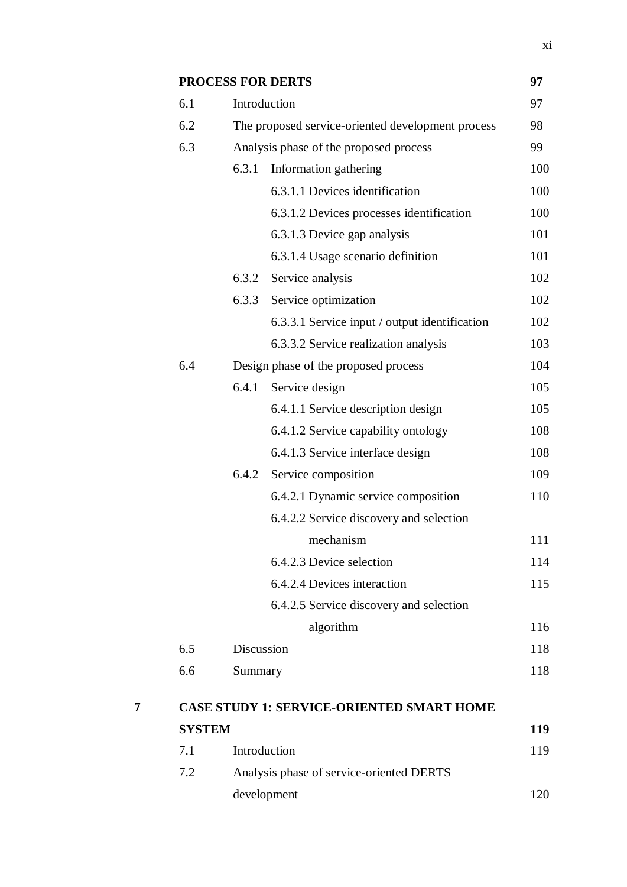| | | | |
|---|---|---|---|
| | **PROCESS FOR DERTS** | | **97** |
| | 6.1 | Introduction | 97 |
| | 6.2 | The proposed service-oriented development process | 98 |
| | 6.3 | Analysis phase of the proposed process | 99 |
| | | 6.3.1 Information gathering | 100 |
| | | 6.3.1.1 Devices identification | 100 |
| | | 6.3.1.2 Devices processes identification | 100 |
| | | 6.3.1.3 Device gap analysis | 101 |
| | | 6.3.1.4 Usage scenario definition | 101 |
| | | 6.3.2 Service analysis | 102 |
| | | 6.3.3 Service optimization | 102 |
| | | 6.3.3.1 Service input / output identification | 102 |
| | | 6.3.3.2 Service realization analysis | 103 |
| | 6.4 | Design phase of the proposed process | 104 |
| | | 6.4.1 Service design | 105 |
| | | 6.4.1.1 Service description design | 105 |
| | | 6.4.1.2 Service capability ontology | 108 |
| | | 6.4.1.3 Service interface design | 108 |
| | | 6.4.2 Service composition | 109 |
| | | 6.4.2.1 Dynamic service composition | 110 |
| | | 6.4.2.2 Service discovery and selection mechanism | 111 |
| | | 6.4.2.3 Device selection | 114 |
| | | 6.4.2.4 Devices interaction | 115 |
| | | 6.4.2.5 Service discovery and selection algorithm | 116 |
| | 6.5 | Discussion | 118 |
| | 6.6 | Summary | 118 |
| **7** | **CASE STUDY 1: SERVICE-ORIENTED SMART HOME SYSTEM** | | **119** |
| | 7.1 | Introduction | 119 |
| | 7.2 | Analysis phase of service-oriented DERTS development | 120 |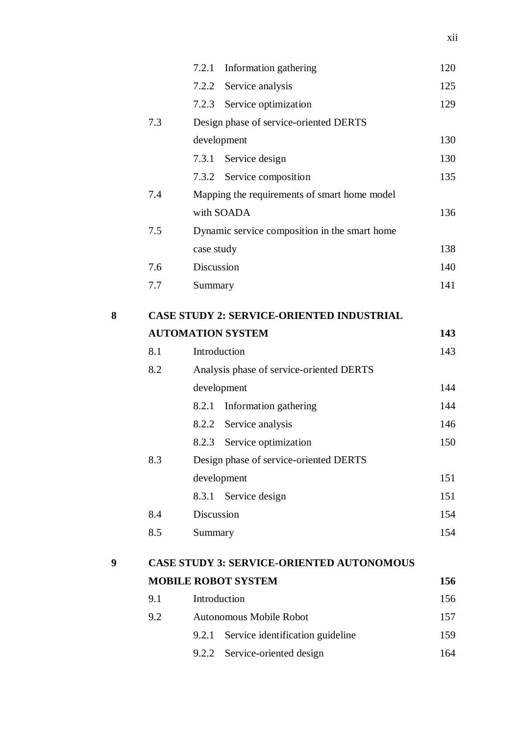| | | | |
|---|---|---|---|
| | | 7.2.1 Information gathering | 120 |
| | | 7.2.2 Service analysis | 125 |
| | | 7.2.3 Service optimization | 129 |
| | 7.3 | Design phase of service-oriented DERTS development | 130 |
| | | 7.3.1 Service design | 130 |
| | | 7.3.2 Service composition | 135 |
| | 7.4 | Mapping the requirements of smart home model with SOADA | 136 |
| | 7.5 | Dynamic service composition in the smart home case study | 138 |
| | 7.6 | Discussion | 140 |
| | 7.7 | Summary | 141 |
| **8** | **CASE STUDY 2: SERVICE-ORIENTED INDUSTRIAL AUTOMATION SYSTEM** | | **143** |
| | 8.1 | Introduction | 143 |
| | 8.2 | Analysis phase of service-oriented DERTS development | 144 |
| | | 8.2.1 Information gathering | 144 |
| | | 8.2.2 Service analysis | 146 |
| | | 8.2.3 Service optimization | 150 |
| | 8.3 | Design phase of service-oriented DERTS development | 151 |
| | | 8.3.1 Service design | 151 |
| | 8.4 | Discussion | 154 |
| | 8.5 | Summary | 154 |
| **9** | **CASE STUDY 3: SERVICE-ORIENTED AUTONOMOUS MOBILE ROBOT SYSTEM** | | **156** |
| | 9.1 | Introduction | 156 |
| | 9.2 | Autonomous Mobile Robot | 157 |
| | | 9.2.1 Service identification guideline | 159 |
| | | 9.2.2 Service-oriented design | 164 |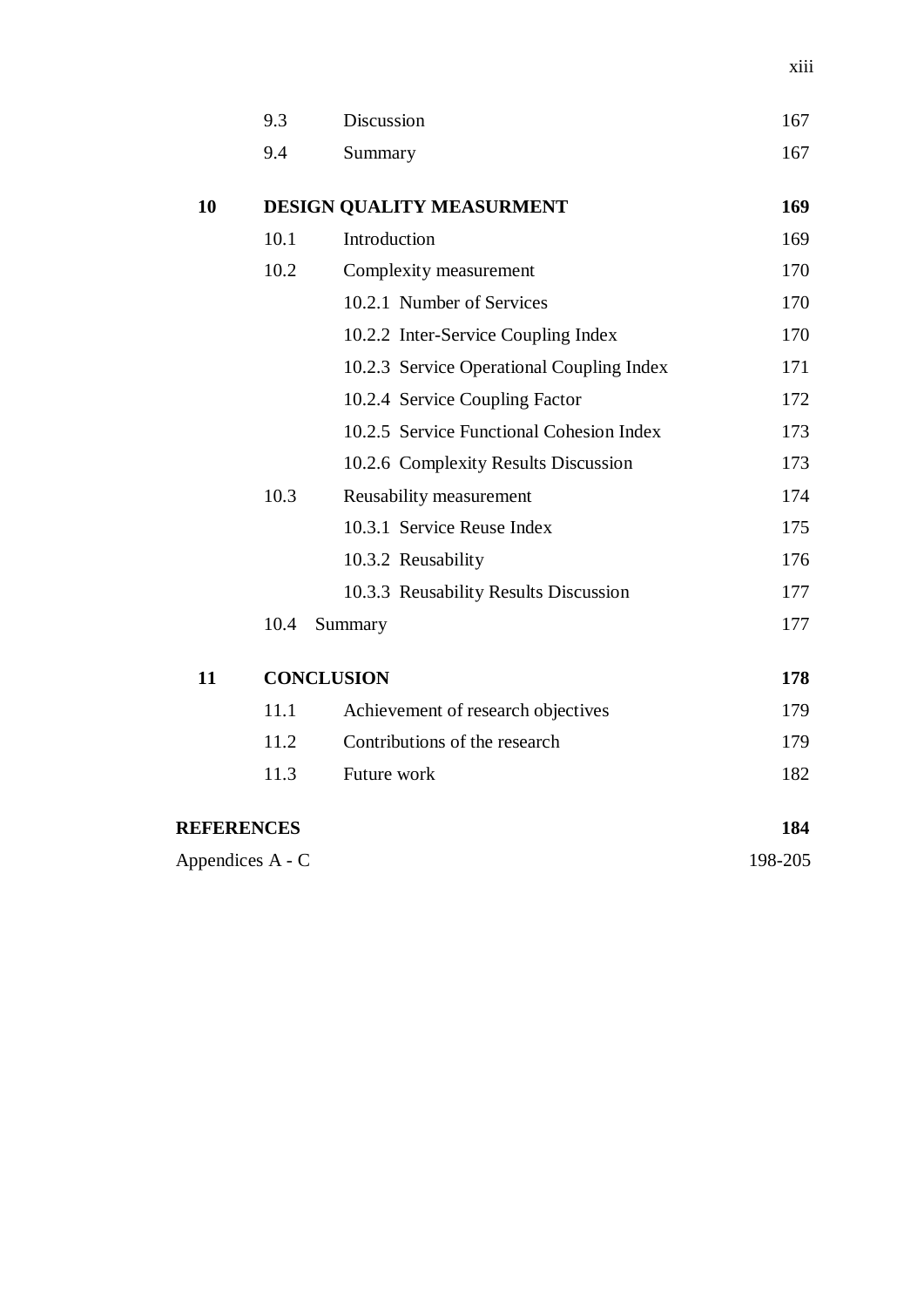| | | | |
|---|---|---|---|
| | 9.3 | Discussion | 167 |
| | 9.4 | Summary | 167 |
| **10** | **DESIGN QUALITY MEASURMENT** | | **169** |
| | 10.1 | Introduction | 169 |
| | 10.2 | Complexity measurement | 170 |
| | | 10.2.1 Number of Services | 170 |
| | | 10.2.2 Inter-Service Coupling Index | 170 |
| | | 10.2.3 Service Operational Coupling Index | 171 |
| | | 10.2.4 Service Coupling Factor | 172 |
| | | 10.2.5 Service Functional Cohesion Index | 173 |
| | | 10.2.6 Complexity Results Discussion | 173 |
| | 10.3 | Reusability measurement | 174 |
| | | 10.3.1 Service Reuse Index | 175 |
| | | 10.3.2 Reusability | 176 |
| | | 10.3.3 Reusability Results Discussion | 177 |
| | 10.4 | Summary | 177 |
| **11** | **CONCLUSION** | | **178** |
| | 11.1 | Achievement of research objectives | 179 |
| | 11.2 | Contributions of the research | 179 |
| | 11.3 | Future work | 182 |
| **REFERENCES** | | | **184** |
| Appendices A - C | | | 198-205 |